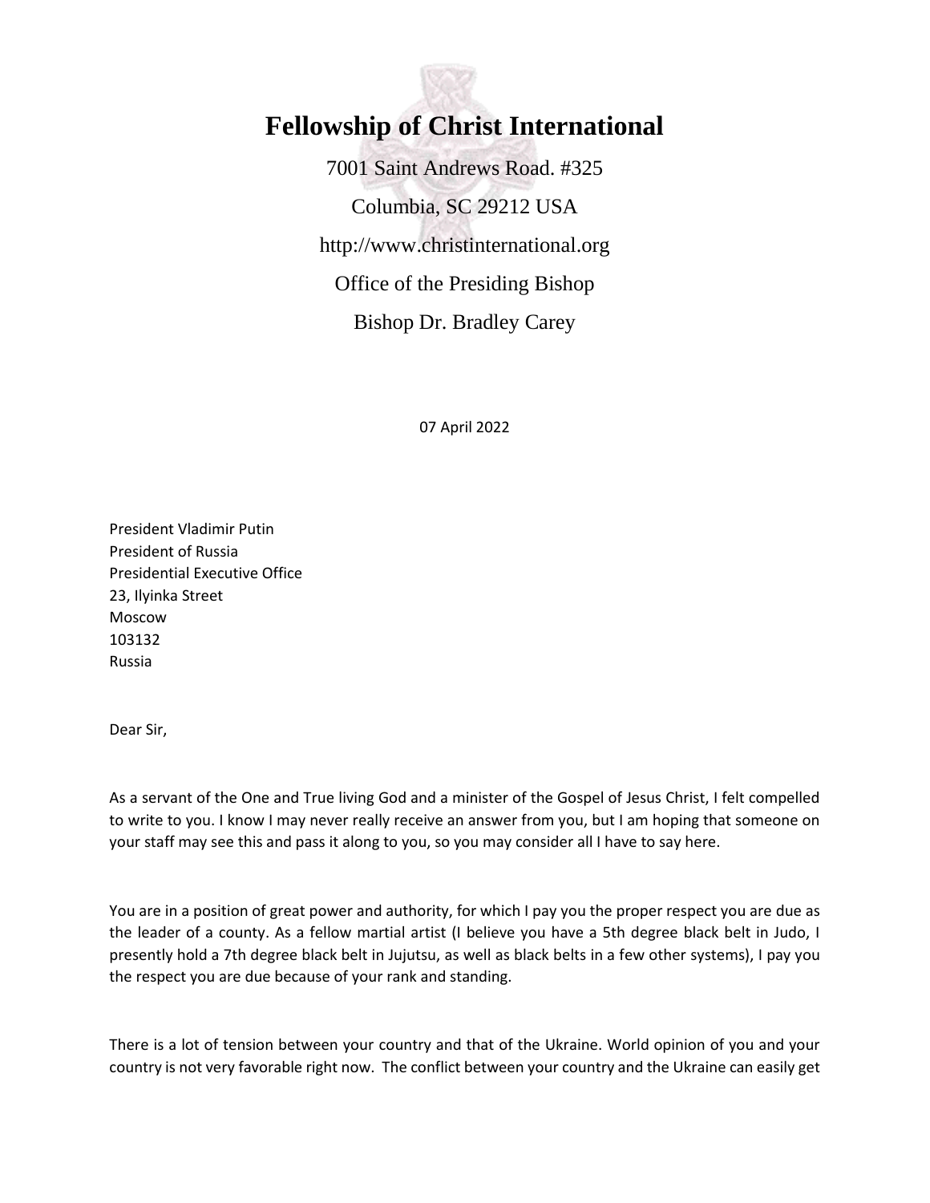# Fellowship of Christ International

7001 Saint Andrews Road. #325

Columbia, SC 29212 USA

http://www.christinternational.org

Office of the Presiding Bishop

Bishop Dr. Bradley Carey

07 April 2022

President Vladimir Putin
President of Russia
Presidential Executive Office
23, Ilyinka Street
Moscow
103132
Russia

Dear Sir,

As a servant of the One and True living God and a minister of the Gospel of Jesus Christ, I felt compelled to write to you. I know I may never really receive an answer from you, but I am hoping that someone on your staff may see this and pass it along to you, so you may consider all I have to say here.

You are in a position of great power and authority, for which I pay you the proper respect you are due as the leader of a county. As a fellow martial artist (I believe you have a 5th degree black belt in Judo, I presently hold a 7th degree black belt in Jujutsu, as well as black belts in a few other systems), I pay you the respect you are due because of your rank and standing.

There is a lot of tension between your country and that of the Ukraine. World opinion of you and your country is not very favorable right now. The conflict between your country and the Ukraine can easily get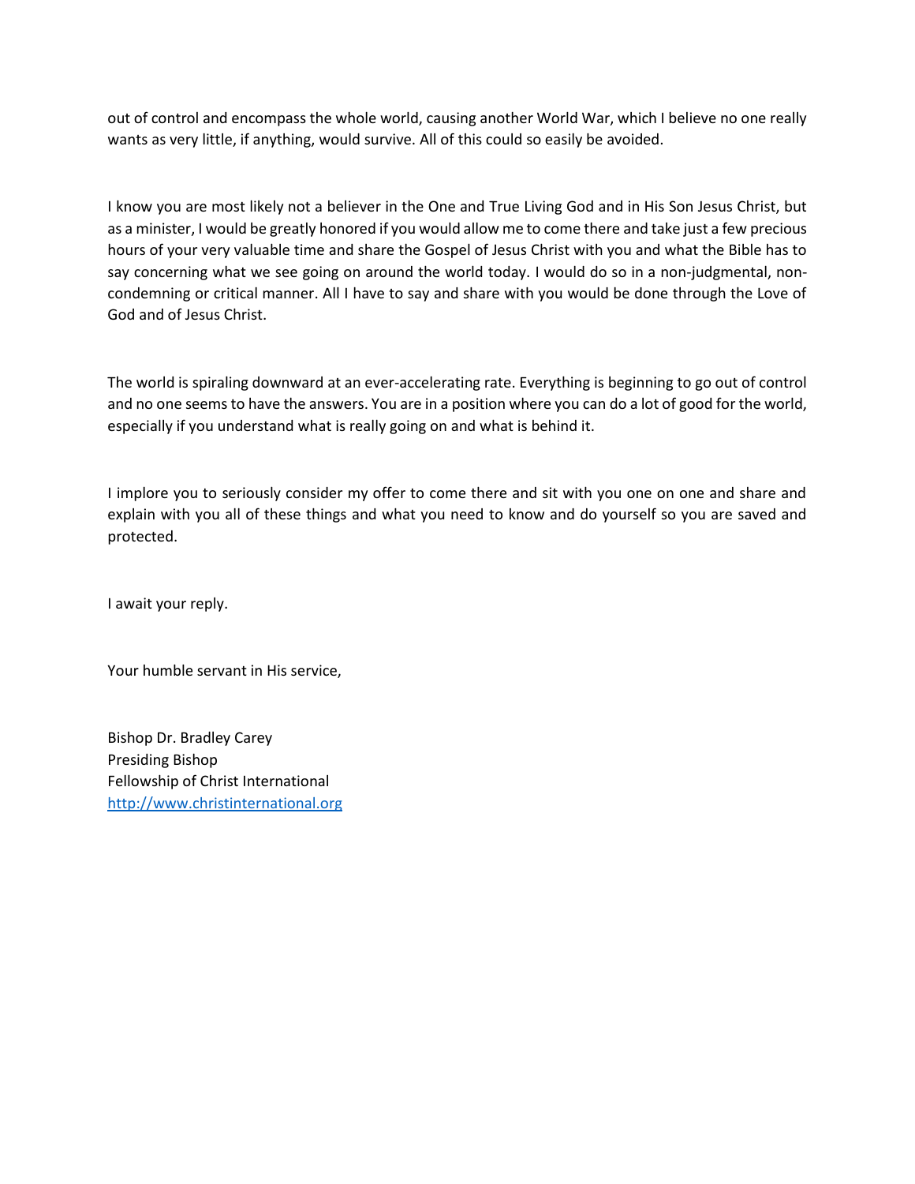out of control and encompass the whole world, causing another World War, which I believe no one really wants as very little, if anything, would survive. All of this could so easily be avoided.

I know you are most likely not a believer in the One and True Living God and in His Son Jesus Christ, but as a minister, I would be greatly honored if you would allow me to come there and take just a few precious hours of your very valuable time and share the Gospel of Jesus Christ with you and what the Bible has to say concerning what we see going on around the world today. I would do so in a non-judgmental, non-condemning or critical manner. All I have to say and share with you would be done through the Love of God and of Jesus Christ.

The world is spiraling downward at an ever-accelerating rate. Everything is beginning to go out of control and no one seems to have the answers. You are in a position where you can do a lot of good for the world, especially if you understand what is really going on and what is behind it.

I implore you to seriously consider my offer to come there and sit with you one on one and share and explain with you all of these things and what you need to know and do yourself so you are saved and protected.

I await your reply.

Your humble servant in His service,

Bishop Dr. Bradley Carey
Presiding Bishop
Fellowship of Christ International
http://www.christinternational.org